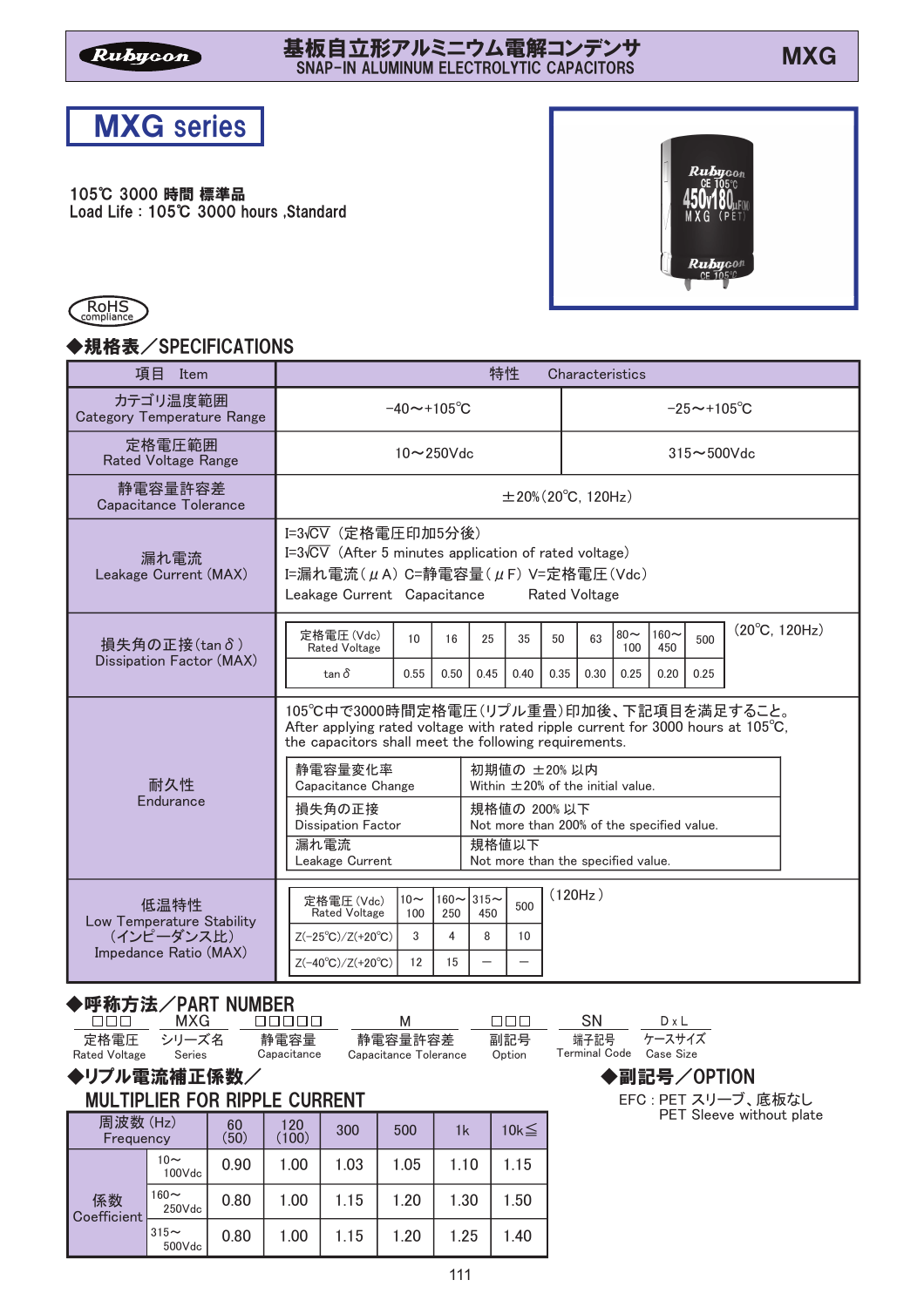Rubycon

# 基板自立形アルミニウム電解コンデンサ
SNAP-IN ALUMINUM ELECTROLYTIC CAPACITORS

MXG

## MXG series

105℃ 3000 時間 標準品
Load Life : 105℃ 3000 hours ,Standard

RoHS compliance

### ◆規格表／SPECIFICATIONS

| 項目 Item | 特性 Characteristics | |
|---|---|---|
| カテゴリ温度範囲 Category Temperature Range | −40～+105℃ | −25～+105℃ |
| 定格電圧範囲 Rated Voltage Range | 10～250Vdc | 315～500Vdc |
| 静電容量許容差 Capacitance Tolerance | ±20%（20℃, 120Hz） | |
| 漏れ電流 Leakage Current (MAX) | I=3√CV（定格電圧印加5分後）<br>I=3√CV（After 5 minutes application of rated voltage）<br>I=漏れ電流（μA） C=静電容量（μF） V=定格電圧（Vdc）<br>Leakage Current Capacitance Rated Voltage | |

損失角の正接（tanδ） Dissipation Factor (MAX)（20℃, 120Hz）

| 定格電圧 (Vdc) Rated Voltage | 10 | 16 | 25 | 35 | 50 | 63 | 80～100 | 160～450 | 500 |
|---|---|---|---|---|---|---|---|---|---|
| tanδ | 0.55 | 0.50 | 0.45 | 0.40 | 0.35 | 0.30 | 0.25 | 0.20 | 0.25 |

耐久性 Endurance

105℃中で3000時間定格電圧（リプル重畳）印加後、下記項目を満足すること。
After applying rated voltage with rated ripple current for 3000 hours at 105℃, the capacitors shall meet the following requirements.

| 項目 | 要求 |
|---|---|
| 静電容量変化率 Capacitance Change | 初期値の ±20% 以内 Within ±20% of the initial value. |
| 損失角の正接 Dissipation Factor | 規格値の 200% 以下 Not more than 200% of the specified value. |
| 漏れ電流 Leakage Current | 規格値以下 Not more than the specified value. |

低温特性 Low Temperature Stability（インピーダンス比） Impedance Ratio (MAX)（120Hz）

| 定格電圧 (Vdc) Rated Voltage | 10～100 | 160～250 | 315～450 | 500 |
|---|---|---|---|---|
| Z(−25℃)/Z(+20℃) | 3 | 4 | 8 | 10 |
| Z(−40℃)/Z(+20℃) | 12 | 15 | ― | ― |

### ◆呼称方法／PART NUMBER

| □□□ | MXG | □□□□□ | M | □□□ | SN | D x L |
|---|---|---|---|---|---|---|
| 定格電圧 Rated Voltage | シリーズ名 Series | 静電容量 Capacitance | 静電容量許容差 Capacitance Tolerance | 副記号 Option | 端子記号 Terminal Code | ケースサイズ Case Size |

### ◆リプル電流補正係数／MULTIPLIER FOR RIPPLE CURRENT

| 周波数 (Hz) Frequency | | 60 (50) | 120 (100) | 300 | 500 | 1k | 10k≦ |
|---|---|---|---|---|---|---|---|
| 係数 Coefficient | 10～100Vdc | 0.90 | 1.00 | 1.03 | 1.05 | 1.10 | 1.15 |
| | 160～250Vdc | 0.80 | 1.00 | 1.15 | 1.20 | 1.30 | 1.50 |
| | 315～500Vdc | 0.80 | 1.00 | 1.15 | 1.20 | 1.25 | 1.40 |

### ◆副記号／OPTION

EFC : PET スリーブ、底板なし
PET Sleeve without plate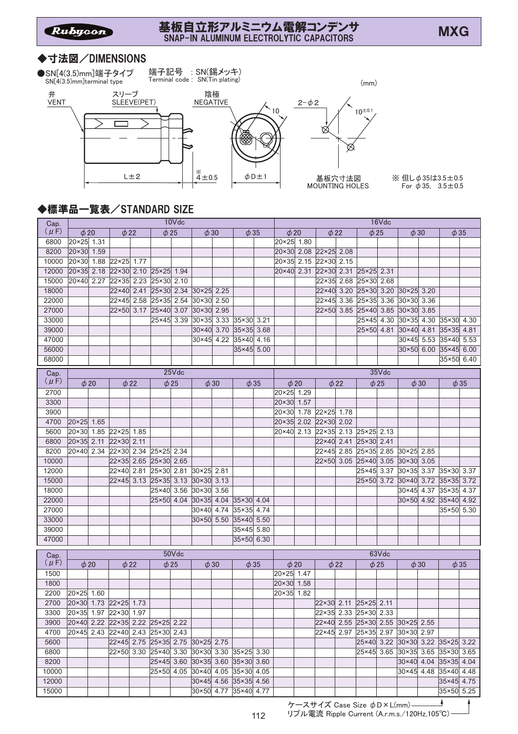# 基板自立形アルミニウム電解コンデンサ
SNAP-IN ALUMINUM ELECTROLYTIC CAPACITORS

MXG

## ◆寸法図／DIMENSIONS

●SN[4(3.5)mm]端子タイプ
SN[4(3.5)mm]terminal type

端子記号 ：SN(錫メッキ)
Terminal code : SN(Tin plating)

(mm)

弁 VENT　スリーブ SLEEVE(PET)　陰極 NEGATIVE

L±2　※4±0.5　φD±1　10　2−φ2　10±0.1

基板穴寸法図
MOUNTING HOLES

※ 但しφ35は3.5±0.5
For φ35, 3.5±0.5

## ◆標準品一覧表／STANDARD SIZE

| Cap. (μF) | 10Vdc | | | | | | | | | | 16Vdc | | | | | | | | | |
|---|---|---|---|---|---|---|---|---|---|---|---|---|---|---|---|---|---|---|---|---|
| | φ20 | | φ22 | | φ25 | | φ30 | | φ35 | | φ20 | | φ22 | | φ25 | | φ30 | | φ35 | |
| 6800 | 20×25 | 1.31 | | | | | | | | | 20×25 | 1.80 | | | | | | | | |
| 8200 | 20×30 | 1.59 | | | | | | | | | 20×30 | 2.08 | 22×25 | 2.08 | | | | | | |
| 10000 | 20×30 | 1.88 | 22×25 | 1.77 | | | | | | | 20×35 | 2.15 | 22×30 | 2.15 | | | | | | |
| 12000 | 20×35 | 2.18 | 22×30 | 2.10 | 25×25 | 1.94 | | | | | 20×40 | 2.31 | 22×30 | 2.31 | 25×25 | 2.31 | | | | |
| 15000 | 20×40 | 2.27 | 22×35 | 2.23 | 25×30 | 2.10 | | | | | | | 22×35 | 2.68 | 25×30 | 2.68 | | | | |
| 18000 | | | 22×40 | 2.41 | 25×30 | 2.34 | 30×25 | 2.25 | | | | | 22×40 | 3.20 | 25×30 | 3.20 | 30×25 | 3.20 | | |
| 22000 | | | 22×45 | 2.58 | 25×35 | 2.54 | 30×30 | 2.50 | | | | | 22×45 | 3.36 | 25×35 | 3.36 | 30×30 | 3.36 | | |
| 27000 | | | 22×50 | 3.17 | 25×40 | 3.07 | 30×30 | 2.95 | | | | | 22×50 | 3.85 | 25×40 | 3.85 | 30×30 | 3.85 | | |
| 33000 | | | | | 25×45 | 3.39 | 30×35 | 3.33 | 35×30 | 3.21 | | | | | 25×45 | 4.30 | 30×35 | 4.30 | 35×30 | 4.30 |
| 39000 | | | | | | | 30×40 | 3.70 | 35×35 | 3.68 | | | | | 25×50 | 4.81 | 30×40 | 4.81 | 35×35 | 4.81 |
| 47000 | | | | | | | 30×45 | 4.22 | 35×40 | 4.16 | | | | | | | 30×45 | 5.53 | 35×40 | 5.53 |
| 56000 | | | | | | | | | 35×45 | 5.00 | | | | | | | 30×50 | 6.00 | 35×45 | 6.00 |
| 68000 | | | | | | | | | | | | | | | | | | | 35×50 | 6.40 |

| Cap. (μF) | 25Vdc | | | | | | | | | | 35Vdc | | | | | | | | | |
|---|---|---|---|---|---|---|---|---|---|---|---|---|---|---|---|---|---|---|---|---|
| | φ20 | | φ22 | | φ25 | | φ30 | | φ35 | | φ20 | | φ22 | | φ25 | | φ30 | | φ35 | |
| 2700 | | | | | | | | | | | 20×25 | 1.29 | | | | | | | | |
| 3300 | | | | | | | | | | | 20×30 | 1.57 | | | | | | | | |
| 3900 | | | | | | | | | | | 20×30 | 1.78 | 22×25 | 1.78 | | | | | | |
| 4700 | 20×25 | 1.65 | | | | | | | | | 20×35 | 2.02 | 22×30 | 2.02 | | | | | | |
| 5600 | 20×30 | 1.85 | 22×25 | 1.85 | | | | | | | 20×40 | 2.13 | 22×35 | 2.13 | 25×25 | 2.13 | | | | |
| 6800 | 20×35 | 2.11 | 22×30 | 2.11 | | | | | | | | | 22×40 | 2.41 | 25×30 | 2.41 | | | | |
| 8200 | 20×40 | 2.34 | 22×30 | 2.34 | 25×25 | 2.34 | | | | | | | 22×45 | 2.85 | 25×35 | 2.85 | 30×25 | 2.85 | | |
| 10000 | | | 22×35 | 2.65 | 25×30 | 2.65 | | | | | | | 22×50 | 3.05 | 25×40 | 3.05 | 30×30 | 3.05 | | |
| 12000 | | | 22×40 | 2.81 | 25×30 | 2.81 | 30×25 | 2.81 | | | | | | | 25×45 | 3.37 | 30×35 | 3.37 | 35×30 | 3.37 |
| 15000 | | | 22×45 | 3.13 | 25×35 | 3.13 | 30×30 | 3.13 | | | | | | | 25×50 | 3.72 | 30×40 | 3.72 | 35×35 | 3.72 |
| 18000 | | | | | 25×40 | 3.56 | 30×30 | 3.56 | | | | | | | | | 30×45 | 4.37 | 35×35 | 4.37 |
| 22000 | | | | | 25×50 | 4.04 | 30×35 | 4.04 | 35×30 | 4.04 | | | | | | | 30×50 | 4.92 | 35×40 | 4.92 |
| 27000 | | | | | | | 30×40 | 4.74 | 35×35 | 4.74 | | | | | | | | | 35×50 | 5.30 |
| 33000 | | | | | | | 30×50 | 5.50 | 35×40 | 5.50 | | | | | | | | | | |
| 39000 | | | | | | | | | 35×45 | 5.80 | | | | | | | | | | |
| 47000 | | | | | | | | | 35×50 | 6.30 | | | | | | | | | | |

| Cap. (μF) | 50Vdc | | | | | | | | | | 63Vdc | | | | | | | | | |
|---|---|---|---|---|---|---|---|---|---|---|---|---|---|---|---|---|---|---|---|---|
| | φ20 | | φ22 | | φ25 | | φ30 | | φ35 | | φ20 | | φ22 | | φ25 | | φ30 | | φ35 | |
| 1500 | | | | | | | | | | | 20×25 | 1.47 | | | | | | | | |
| 1800 | | | | | | | | | | | 20×30 | 1.58 | | | | | | | | |
| 2200 | 20×25 | 1.60 | | | | | | | | | 20×35 | 1.82 | | | | | | | | |
| 2700 | 20×30 | 1.73 | 22×25 | 1.73 | | | | | | | | | 22×30 | 2.11 | 25×25 | 2.11 | | | | |
| 3300 | 20×35 | 1.97 | 22×30 | 1.97 | | | | | | | | | 22×35 | 2.33 | 25×30 | 2.33 | | | | |
| 3900 | 20×40 | 2.22 | 22×35 | 2.22 | 25×25 | 2.22 | | | | | | | 22×40 | 2.55 | 25×30 | 2.55 | 30×25 | 2.55 | | |
| 4700 | 20×45 | 2.43 | 22×40 | 2.43 | 25×30 | 2.43 | | | | | | | 22×45 | 2.97 | 25×35 | 2.97 | 30×30 | 2.97 | | |
| 5600 | | | 22×45 | 2.75 | 25×35 | 2.75 | 30×25 | 2.75 | | | | | | | 25×40 | 3.22 | 30×30 | 3.22 | 35×25 | 3.22 |
| 6800 | | | 22×50 | 3.30 | 25×40 | 3.30 | 30×30 | 3.30 | 35×25 | 3.30 | | | | | 25×45 | 3.65 | 30×35 | 3.65 | 35×30 | 3.65 |
| 8200 | | | | | 25×45 | 3.60 | 30×35 | 3.60 | 35×30 | 3.60 | | | | | | | 30×40 | 4.04 | 35×35 | 4.04 |
| 10000 | | | | | 25×50 | 4.05 | 30×40 | 4.05 | 35×30 | 4.05 | | | | | | | 30×45 | 4.48 | 35×40 | 4.48 |
| 12000 | | | | | | | 30×45 | 4.56 | 35×35 | 4.56 | | | | | | | | | 35×45 | 4.75 |
| 15000 | | | | | | | 30×50 | 4.77 | 35×40 | 4.77 | | | | | | | | | 35×50 | 5.25 |

ケースサイズ Case Size φD×L(mm)
リプル電流 Ripple Current (A.r.m.s./120Hz,105℃)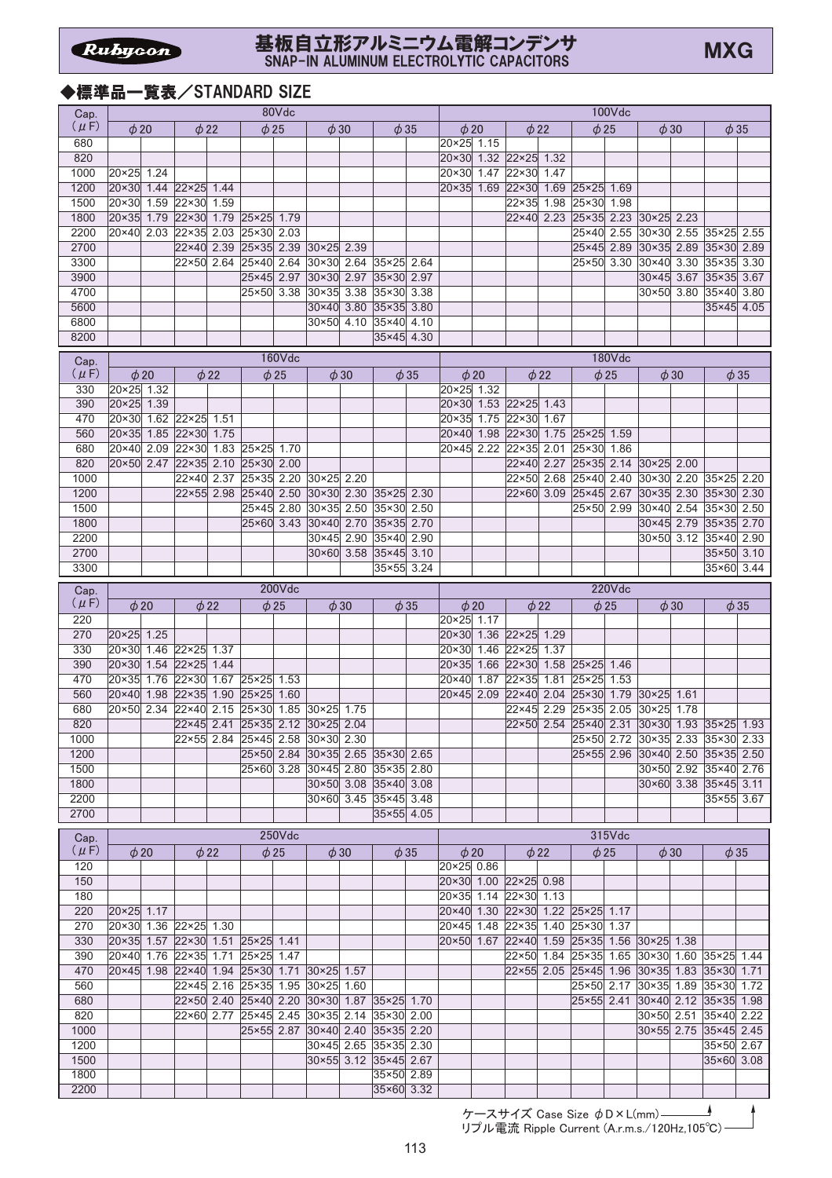# 基板自立形アルミニウム電解コンデンサ SNAP-IN ALUMINUM ELECTROLYTIC CAPACITORS

**MXG**

## ◆標準品一覧表／STANDARD SIZE

| Cap. (μF) | 80Vdc | | | | | | | | | | 100Vdc | | | | | | | | | |
|---|---|---|---|---|---|---|---|---|---|---|---|---|---|---|---|---|---|---|---|---|
| | φ20 | | φ22 | | φ25 | | φ30 | | φ35 | | φ20 | | φ22 | | φ25 | | φ30 | | φ35 | |
| 680 | | | | | | | | | | | 20×25 | 1.15 | | | | | | | | |
| 820 | | | | | | | | | | | 20×30 | 1.32 | 22×25 | 1.32 | | | | | | |
| 1000 | 20×25 | 1.24 | | | | | | | | | 20×30 | 1.47 | 22×30 | 1.47 | | | | | | |
| 1200 | 20×30 | 1.44 | 22×25 | 1.44 | | | | | | | 20×35 | 1.69 | 22×30 | 1.69 | 25×25 | 1.69 | | | | |
| 1500 | 20×30 | 1.59 | 22×30 | 1.59 | | | | | | | | | 22×35 | 1.98 | 25×30 | 1.98 | | | | |
| 1800 | 20×35 | 1.79 | 22×30 | 1.79 | 25×25 | 1.79 | | | | | | | 22×40 | 2.23 | 25×35 | 2.23 | 30×25 | 2.23 | | |
| 2200 | 20×40 | 2.03 | 22×35 | 2.03 | 25×30 | 2.03 | | | | | | | | | 25×40 | 2.55 | 30×30 | 2.55 | 35×25 | 2.55 |
| 2700 | | | 22×40 | 2.39 | 25×35 | 2.39 | 30×25 | 2.39 | | | | | | | 25×45 | 2.89 | 30×35 | 2.89 | 35×30 | 2.89 |
| 3300 | | | 22×50 | 2.64 | 25×40 | 2.64 | 30×30 | 2.64 | 35×25 | 2.64 | | | | | 25×50 | 3.30 | 30×40 | 3.30 | 35×35 | 3.30 |
| 3900 | | | | | 25×45 | 2.97 | 30×30 | 2.97 | 35×30 | 2.97 | | | | | | | 30×45 | 3.67 | 35×35 | 3.67 |
| 4700 | | | | | 25×50 | 3.38 | 30×35 | 3.38 | 35×30 | 3.38 | | | | | | | 30×50 | 3.80 | 35×40 | 3.80 |
| 5600 | | | | | | | 30×40 | 3.80 | 35×35 | 3.80 | | | | | | | | | 35×45 | 4.05 |
| 6800 | | | | | | | 30×50 | 4.10 | 35×40 | 4.10 | | | | | | | | | | |
| 8200 | | | | | | | | | 35×45 | 4.30 | | | | | | | | | | |

| Cap. (μF) | 160Vdc | | | | | | | | | | 180Vdc | | | | | | | | | |
|---|---|---|---|---|---|---|---|---|---|---|---|---|---|---|---|---|---|---|---|---|
| | φ20 | | φ22 | | φ25 | | φ30 | | φ35 | | φ20 | | φ22 | | φ25 | | φ30 | | φ35 | |
| 330 | 20×25 | 1.32 | | | | | | | | | 20×25 | 1.32 | | | | | | | | |
| 390 | 20×25 | 1.39 | | | | | | | | | 20×30 | 1.53 | 22×25 | 1.43 | | | | | | |
| 470 | 20×30 | 1.62 | 22×25 | 1.51 | | | | | | | 20×35 | 1.75 | 22×30 | 1.67 | | | | | | |
| 560 | 20×35 | 1.85 | 22×30 | 1.75 | | | | | | | 20×40 | 1.98 | 22×30 | 1.75 | 25×25 | 1.59 | | | | |
| 680 | 20×40 | 2.09 | 22×30 | 1.83 | 25×25 | 1.70 | | | | | 20×45 | 2.22 | 22×35 | 2.01 | 25×30 | 1.86 | | | | |
| 820 | 20×50 | 2.47 | 22×35 | 2.10 | 25×30 | 2.00 | | | | | | | 22×40 | 2.27 | 25×35 | 2.14 | 30×25 | 2.00 | | |
| 1000 | | | 22×40 | 2.37 | 25×35 | 2.20 | 30×25 | 2.20 | | | | | 22×50 | 2.68 | 25×40 | 2.40 | 30×30 | 2.20 | 35×25 | 2.20 |
| 1200 | | | 22×55 | 2.98 | 25×40 | 2.50 | 30×30 | 2.30 | 35×25 | 2.30 | | | 22×60 | 3.09 | 25×45 | 2.67 | 30×35 | 2.30 | 35×30 | 2.30 |
| 1500 | | | | | 25×45 | 2.80 | 30×35 | 2.50 | 35×30 | 2.50 | | | | | 25×50 | 2.99 | 30×40 | 2.54 | 35×30 | 2.50 |
| 1800 | | | | | 25×60 | 3.43 | 30×40 | 2.70 | 35×35 | 2.70 | | | | | | | 30×45 | 2.79 | 35×35 | 2.70 |
| 2200 | | | | | | | 30×45 | 2.90 | 35×40 | 2.90 | | | | | | | 30×50 | 3.12 | 35×40 | 2.90 |
| 2700 | | | | | | | 30×60 | 3.58 | 35×45 | 3.10 | | | | | | | | | 35×50 | 3.10 |
| 3300 | | | | | | | | | 35×55 | 3.24 | | | | | | | | | 35×60 | 3.44 |

| Cap. (μF) | 200Vdc | | | | | | | | | | 220Vdc | | | | | | | | | |
|---|---|---|---|---|---|---|---|---|---|---|---|---|---|---|---|---|---|---|---|---|
| | φ20 | | φ22 | | φ25 | | φ30 | | φ35 | | φ20 | | φ22 | | φ25 | | φ30 | | φ35 | |
| 220 | | | | | | | | | | | 20×25 | 1.17 | | | | | | | | |
| 270 | 20×25 | 1.25 | | | | | | | | | 20×30 | 1.36 | 22×25 | 1.29 | | | | | | |
| 330 | 20×30 | 1.46 | 22×25 | 1.37 | | | | | | | 20×30 | 1.46 | 22×25 | 1.37 | | | | | | |
| 390 | 20×30 | 1.54 | 22×25 | 1.44 | | | | | | | 20×35 | 1.66 | 22×30 | 1.58 | 25×25 | 1.46 | | | | |
| 470 | 20×35 | 1.76 | 22×30 | 1.67 | 25×25 | 1.53 | | | | | 20×40 | 1.87 | 22×35 | 1.81 | 25×25 | 1.53 | | | | |
| 560 | 20×40 | 1.98 | 22×35 | 1.90 | 25×25 | 1.60 | | | | | 20×45 | 2.09 | 22×40 | 2.04 | 25×30 | 1.79 | 30×25 | 1.61 | | |
| 680 | 20×50 | 2.34 | 22×40 | 2.15 | 25×30 | 1.85 | 30×25 | 1.75 | | | | | 22×45 | 2.29 | 25×35 | 2.05 | 30×25 | 1.78 | | |
| 820 | | | 22×45 | 2.41 | 25×35 | 2.12 | 30×25 | 2.04 | | | | | 22×50 | 2.54 | 25×40 | 2.31 | 30×30 | 1.93 | 35×25 | 1.93 |
| 1000 | | | 22×55 | 2.84 | 25×45 | 2.58 | 30×30 | 2.30 | | | | | | | 25×50 | 2.72 | 30×35 | 2.33 | 35×30 | 2.33 |
| 1200 | | | | | 25×50 | 2.84 | 30×35 | 2.65 | 35×30 | 2.65 | | | | | 25×55 | 2.96 | 30×40 | 2.50 | 35×35 | 2.50 |
| 1500 | | | | | 25×60 | 3.28 | 30×45 | 2.80 | 35×35 | 2.80 | | | | | | | 30×50 | 2.92 | 35×40 | 2.76 |
| 1800 | | | | | | | 30×50 | 3.08 | 35×40 | 3.08 | | | | | | | 30×60 | 3.38 | 35×45 | 3.11 |
| 2200 | | | | | | | 30×60 | 3.45 | 35×45 | 3.48 | | | | | | | | | 35×55 | 3.67 |
| 2700 | | | | | | | | | 35×55 | 4.05 | | | | | | | | | | |

| Cap. (μF) | 250Vdc | | | | | | | | | | 315Vdc | | | | | | | | | |
|---|---|---|---|---|---|---|---|---|---|---|---|---|---|---|---|---|---|---|---|---|
| | φ20 | | φ22 | | φ25 | | φ30 | | φ35 | | φ20 | | φ22 | | φ25 | | φ30 | | φ35 | |
| 120 | | | | | | | | | | | 20×25 | 0.86 | | | | | | | | |
| 150 | | | | | | | | | | | 20×30 | 1.00 | 22×25 | 0.98 | | | | | | |
| 180 | | | | | | | | | | | 20×35 | 1.14 | 22×30 | 1.13 | | | | | | |
| 220 | 20×25 | 1.17 | | | | | | | | | 20×40 | 1.30 | 22×30 | 1.22 | 25×25 | 1.17 | | | | |
| 270 | 20×30 | 1.36 | 22×25 | 1.30 | | | | | | | 20×45 | 1.48 | 22×35 | 1.40 | 25×30 | 1.37 | | | | |
| 330 | 20×35 | 1.57 | 22×30 | 1.51 | 25×25 | 1.41 | | | | | 20×50 | 1.67 | 22×40 | 1.59 | 25×35 | 1.56 | 30×25 | 1.38 | | |
| 390 | 20×40 | 1.76 | 22×35 | 1.71 | 25×25 | 1.47 | | | | | | | 22×50 | 1.84 | 25×35 | 1.65 | 30×30 | 1.60 | 35×25 | 1.44 |
| 470 | 20×45 | 1.98 | 22×40 | 1.94 | 25×30 | 1.71 | 30×25 | 1.57 | | | | | 22×55 | 2.05 | 25×45 | 1.96 | 30×35 | 1.83 | 35×30 | 1.71 |
| 560 | | | 22×45 | 2.16 | 25×35 | 1.95 | 30×25 | 1.60 | | | | | | | 25×50 | 2.17 | 30×35 | 1.89 | 35×30 | 1.72 |
| 680 | | | 22×50 | 2.40 | 25×40 | 2.20 | 30×30 | 1.87 | 35×25 | 1.70 | | | | | 25×55 | 2.41 | 30×40 | 2.12 | 35×35 | 1.98 |
| 820 | | | 22×60 | 2.77 | 25×45 | 2.45 | 30×35 | 2.14 | 35×30 | 2.00 | | | | | | | 30×50 | 2.51 | 35×40 | 2.22 |
| 1000 | | | | | 25×55 | 2.87 | 30×40 | 2.40 | 35×35 | 2.20 | | | | | | | 30×55 | 2.75 | 35×45 | 2.45 |
| 1200 | | | | | | | 30×45 | 2.65 | 35×35 | 2.30 | | | | | | | | | 35×50 | 2.67 |
| 1500 | | | | | | | 30×55 | 3.12 | 35×45 | 2.67 | | | | | | | | | 35×60 | 3.08 |
| 1800 | | | | | | | | | 35×50 | 2.89 | | | | | | | | | | |
| 2200 | | | | | | | | | 35×60 | 3.32 | | | | | | | | | | |

ケースサイズ Case Size φD×L(mm)
リプル電流 Ripple Current (A.r.m.s./120Hz,105℃)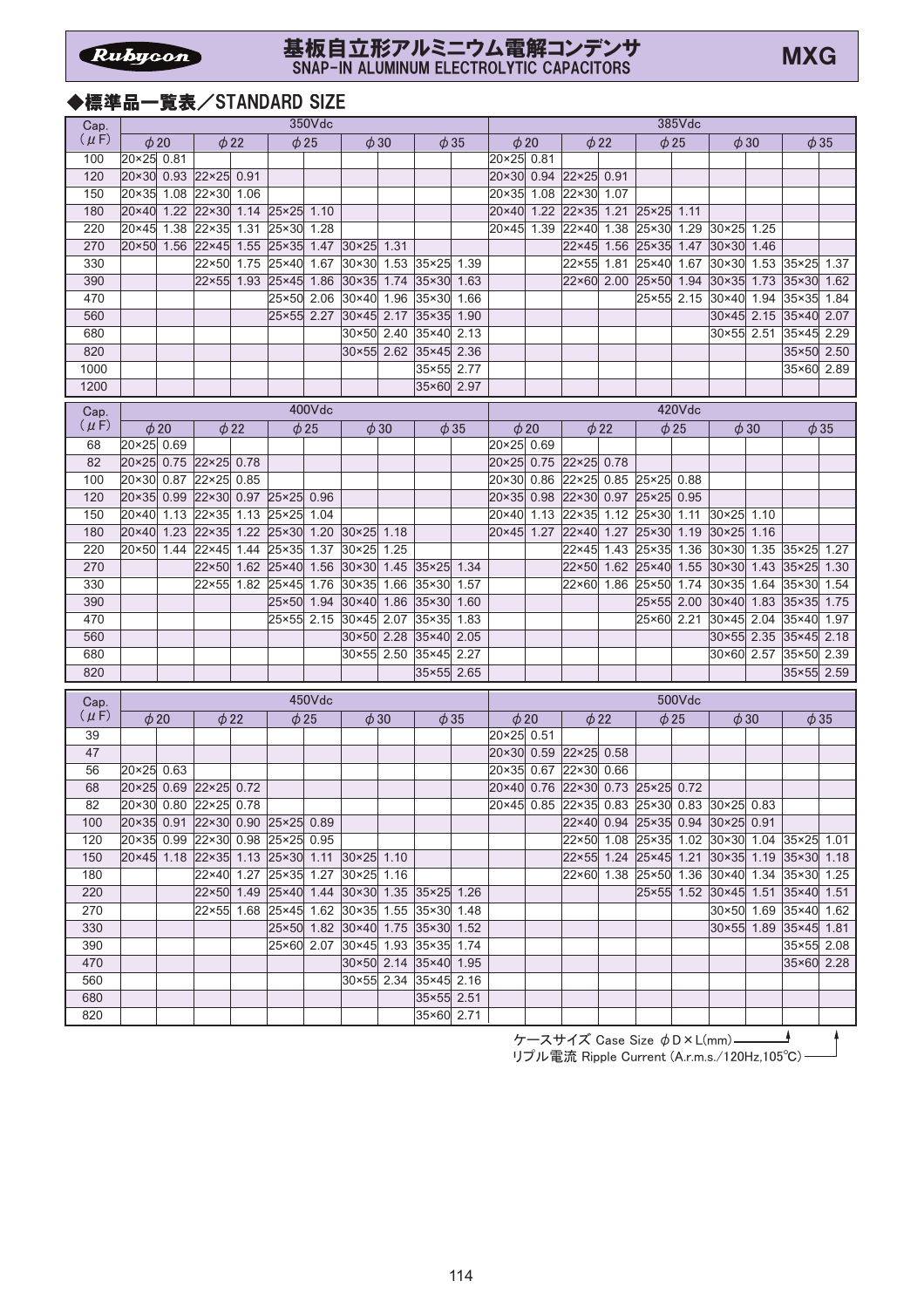Rubycon

# 基板自立形アルミニウム電解コンデンサ SNAP-IN ALUMINUM ELECTROLYTIC CAPACITORS

MXG

## ◆標準品一覧表／STANDARD SIZE

| Cap. (μF) | 350Vdc | | | | | | | | | | 385Vdc | | | | | | | | | |
|---|---|---|---|---|---|---|---|---|---|---|---|---|---|---|---|---|---|---|---|---|
| | φ20 | | φ22 | | φ25 | | φ30 | | φ35 | | φ20 | | φ22 | | φ25 | | φ30 | | φ35 | |
| 100 | 20×25 | 0.81 | | | | | | | | | 20×25 | 0.81 | | | | | | | | |
| 120 | 20×30 | 0.93 | 22×25 | 0.91 | | | | | | | 20×30 | 0.94 | 22×25 | 0.91 | | | | | | |
| 150 | 20×35 | 1.08 | 22×30 | 1.06 | | | | | | | 20×35 | 1.08 | 22×30 | 1.07 | | | | | | |
| 180 | 20×40 | 1.22 | 22×30 | 1.14 | 25×25 | 1.10 | | | | | 20×40 | 1.22 | 22×35 | 1.21 | 25×25 | 1.11 | | | | |
| 220 | 20×45 | 1.38 | 22×35 | 1.31 | 25×30 | 1.28 | | | | | 20×45 | 1.39 | 22×40 | 1.38 | 25×30 | 1.29 | 30×25 | 1.25 | | |
| 270 | 20×50 | 1.56 | 22×45 | 1.55 | 25×35 | 1.47 | 30×25 | 1.31 | | | | | 22×45 | 1.56 | 25×35 | 1.47 | 30×30 | 1.46 | | |
| 330 | | | 22×50 | 1.75 | 25×40 | 1.67 | 30×30 | 1.53 | 35×25 | 1.39 | | | 22×55 | 1.81 | 25×40 | 1.67 | 30×30 | 1.53 | 35×25 | 1.37 |
| 390 | | | 22×55 | 1.93 | 25×45 | 1.86 | 30×35 | 1.74 | 35×30 | 1.63 | | | 22×60 | 2.00 | 25×50 | 1.94 | 30×35 | 1.73 | 35×30 | 1.62 |
| 470 | | | | | 25×50 | 2.06 | 30×40 | 1.96 | 35×30 | 1.66 | | | | | 25×55 | 2.15 | 30×40 | 1.94 | 35×35 | 1.84 |
| 560 | | | | | 25×55 | 2.27 | 30×45 | 2.17 | 35×35 | 1.90 | | | | | | | 30×45 | 2.15 | 35×40 | 2.07 |
| 680 | | | | | | | 30×50 | 2.40 | 35×40 | 2.13 | | | | | | | 30×55 | 2.51 | 35×45 | 2.29 |
| 820 | | | | | | | 30×55 | 2.62 | 35×45 | 2.36 | | | | | | | | | 35×50 | 2.50 |
| 1000 | | | | | | | | | 35×55 | 2.77 | | | | | | | | | 35×60 | 2.89 |
| 1200 | | | | | | | | | 35×60 | 2.97 | | | | | | | | | | |

| Cap. (μF) | 400Vdc | | | | | | | | | | 420Vdc | | | | | | | | | |
|---|---|---|---|---|---|---|---|---|---|---|---|---|---|---|---|---|---|---|---|---|
| | φ20 | | φ22 | | φ25 | | φ30 | | φ35 | | φ20 | | φ22 | | φ25 | | φ30 | | φ35 | |
| 68 | 20×25 | 0.69 | | | | | | | | | 20×25 | 0.69 | | | | | | | | |
| 82 | 20×25 | 0.75 | 22×25 | 0.78 | | | | | | | 20×25 | 0.75 | 22×25 | 0.78 | | | | | | |
| 100 | 20×30 | 0.87 | 22×25 | 0.85 | | | | | | | 20×30 | 0.86 | 22×25 | 0.85 | 25×25 | 0.88 | | | | |
| 120 | 20×35 | 0.99 | 22×30 | 0.97 | 25×25 | 0.96 | | | | | 20×35 | 0.98 | 22×30 | 0.97 | 25×25 | 0.95 | | | | |
| 150 | 20×40 | 1.13 | 22×35 | 1.13 | 25×25 | 1.04 | | | | | 20×40 | 1.13 | 22×35 | 1.12 | 25×30 | 1.11 | 30×25 | 1.10 | | |
| 180 | 20×40 | 1.23 | 22×35 | 1.22 | 25×30 | 1.20 | 30×25 | 1.18 | | | 20×45 | 1.27 | 22×40 | 1.27 | 25×30 | 1.19 | 30×25 | 1.16 | | |
| 220 | 20×50 | 1.44 | 22×45 | 1.44 | 25×35 | 1.37 | 30×25 | 1.25 | | | | | 22×45 | 1.43 | 25×35 | 1.36 | 30×30 | 1.35 | 35×25 | 1.27 |
| 270 | | | 22×50 | 1.62 | 25×40 | 1.56 | 30×30 | 1.45 | 35×25 | 1.34 | | | 22×50 | 1.62 | 25×40 | 1.55 | 30×30 | 1.43 | 35×25 | 1.30 |
| 330 | | | 22×55 | 1.82 | 25×45 | 1.76 | 30×35 | 1.66 | 35×30 | 1.57 | | | 22×60 | 1.86 | 25×50 | 1.74 | 30×35 | 1.64 | 35×30 | 1.54 |
| 390 | | | | | 25×50 | 1.94 | 30×40 | 1.86 | 35×30 | 1.60 | | | | | 25×55 | 2.00 | 30×40 | 1.83 | 35×35 | 1.75 |
| 470 | | | | | 25×55 | 2.15 | 30×45 | 2.07 | 35×35 | 1.83 | | | | | 25×60 | 2.21 | 30×45 | 2.04 | 35×40 | 1.97 |
| 560 | | | | | | | 30×50 | 2.28 | 35×40 | 2.05 | | | | | | | 30×55 | 2.35 | 35×45 | 2.18 |
| 680 | | | | | | | 30×55 | 2.50 | 35×45 | 2.27 | | | | | | | 30×60 | 2.57 | 35×50 | 2.39 |
| 820 | | | | | | | | | 35×55 | 2.65 | | | | | | | | | 35×55 | 2.59 |

| Cap. (μF) | 450Vdc | | | | | | | | | | 500Vdc | | | | | | | | | |
|---|---|---|---|---|---|---|---|---|---|---|---|---|---|---|---|---|---|---|---|---|
| | φ20 | | φ22 | | φ25 | | φ30 | | φ35 | | φ20 | | φ22 | | φ25 | | φ30 | | φ35 | |
| 39 | | | | | | | | | | | 20×25 | 0.51 | | | | | | | | |
| 47 | | | | | | | | | | | 20×30 | 0.59 | 22×25 | 0.58 | | | | | | |
| 56 | 20×25 | 0.63 | | | | | | | | | 20×35 | 0.67 | 22×30 | 0.66 | | | | | | |
| 68 | 20×25 | 0.69 | 22×25 | 0.72 | | | | | | | 20×40 | 0.76 | 22×30 | 0.73 | 25×25 | 0.72 | | | | |
| 82 | 20×30 | 0.80 | 22×25 | 0.78 | | | | | | | 20×45 | 0.85 | 22×35 | 0.83 | 25×30 | 0.83 | 30×25 | 0.83 | | |
| 100 | 20×35 | 0.91 | 22×30 | 0.90 | 25×25 | 0.89 | | | | | | | 22×40 | 0.94 | 25×35 | 0.94 | 30×25 | 0.91 | | |
| 120 | 20×35 | 0.99 | 22×30 | 0.98 | 25×25 | 0.95 | | | | | | | 22×50 | 1.08 | 25×35 | 1.02 | 30×30 | 1.04 | 35×25 | 1.01 |
| 150 | 20×45 | 1.18 | 22×35 | 1.13 | 25×30 | 1.11 | 30×25 | 1.10 | | | | | 22×55 | 1.24 | 25×45 | 1.21 | 30×35 | 1.19 | 35×30 | 1.18 |
| 180 | | | 22×40 | 1.27 | 25×35 | 1.27 | 30×25 | 1.16 | | | | | 22×60 | 1.38 | 25×50 | 1.36 | 30×40 | 1.34 | 35×30 | 1.25 |
| 220 | | | 22×50 | 1.49 | 25×40 | 1.44 | 30×30 | 1.35 | 35×25 | 1.26 | | | | | 25×55 | 1.52 | 30×45 | 1.51 | 35×40 | 1.51 |
| 270 | | | 22×55 | 1.68 | 25×45 | 1.62 | 30×35 | 1.55 | 35×30 | 1.48 | | | | | | | 30×50 | 1.69 | 35×40 | 1.62 |
| 330 | | | | | 25×50 | 1.82 | 30×40 | 1.75 | 35×30 | 1.52 | | | | | | | 30×55 | 1.89 | 35×45 | 1.81 |
| 390 | | | | | 25×60 | 2.07 | 30×45 | 1.93 | 35×35 | 1.74 | | | | | | | | | 35×55 | 2.08 |
| 470 | | | | | | | 30×50 | 2.14 | 35×40 | 1.95 | | | | | | | | | 35×60 | 2.28 |
| 560 | | | | | | | 30×55 | 2.34 | 35×45 | 2.16 | | | | | | | | | | |
| 680 | | | | | | | | | 35×55 | 2.51 | | | | | | | | | | |
| 820 | | | | | | | | | 35×60 | 2.71 | | | | | | | | | | |

ケースサイズ Case Size φD×L(mm)
リプル電流 Ripple Current (A.r.m.s./120Hz,105℃)